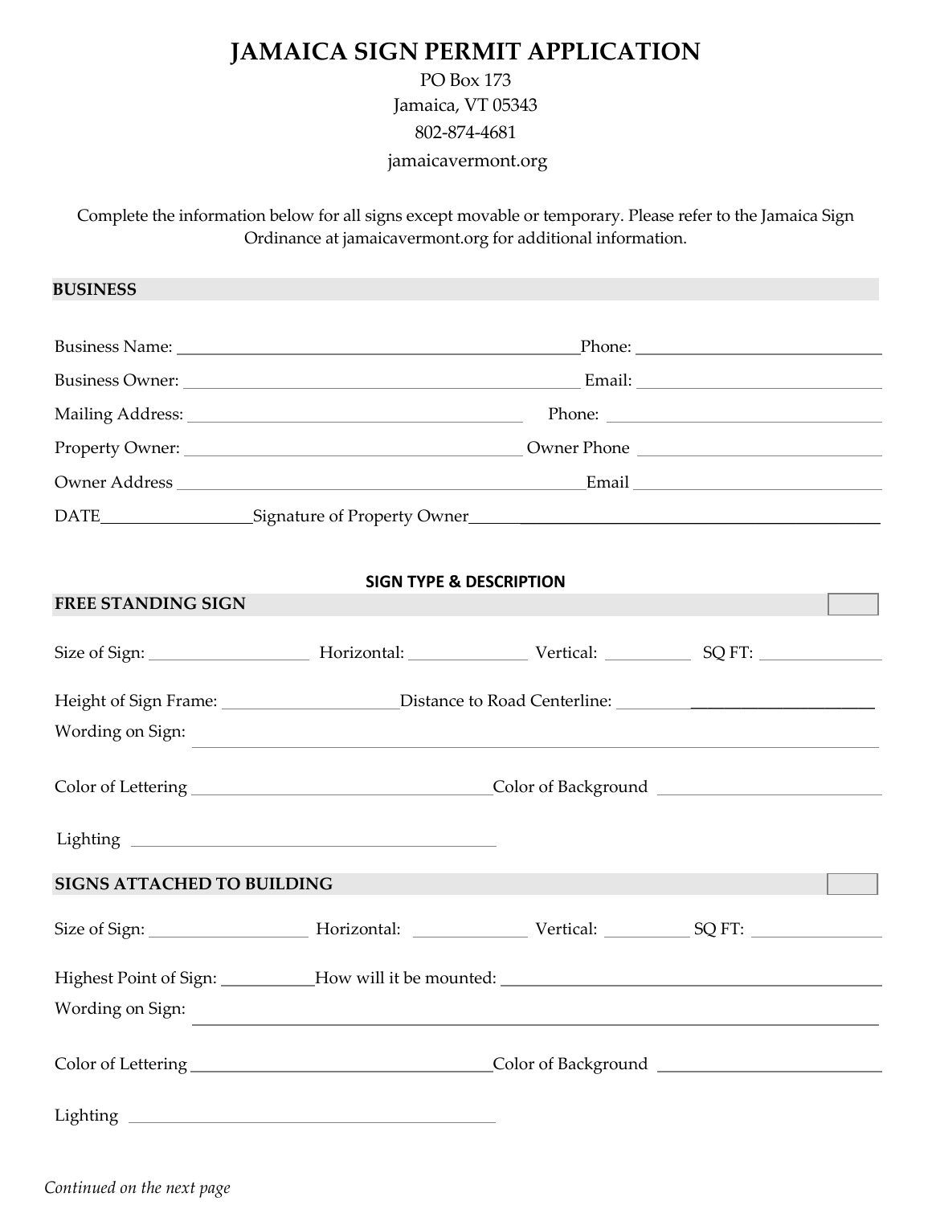# JAMAICA SIGN PERMIT APPLICATION

PO Box 173
Jamaica, VT 05343
802-874-4681
jamaicavermont.org

Complete the information below for all signs except movable or temporary. Please refer to the Jamaica Sign Ordinance at jamaicavermont.org for additional information.

## BUSINESS

Business Name: ______________________________ Phone: ____________________

Business Owner: ______________________________ Email: ____________________

Mailing Address: ______________________________ Phone: ____________________

Property Owner: ______________________________ Owner Phone ____________________

Owner Address ______________________________ Email ____________________

DATE____________ Signature of Property Owner______________________________

## SIGN TYPE & DESCRIPTION

### FREE STANDING SIGN ☐

Size of Sign: ____________ Horizontal: ____________ Vertical: ________ SQ FT: ____________

Height of Sign Frame: ____________ Distance to Road Centerline: ____________________

Wording on Sign: ____________________________________________________________

Color of Lettering ______________________ Color of Background ____________________

Lighting ______________________________

### SIGNS ATTACHED TO BUILDING ☐

Size of Sign: ____________ Horizontal: ____________ Vertical: ________ SQ FT: ____________

Highest Point of Sign: ________ How will it be mounted: ______________________________

Wording on Sign: ____________________________________________________________

Color of Lettering ______________________ Color of Background ____________________

Lighting ______________________________

*Continued on the next page*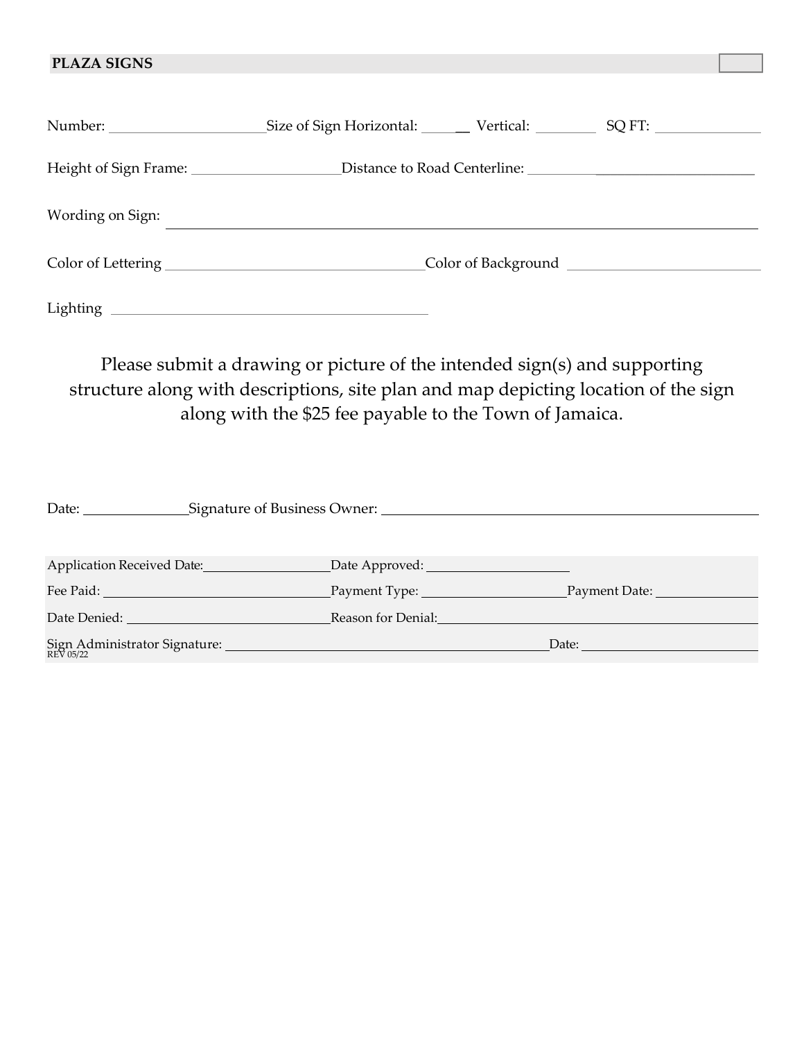## PLAZA SIGNS

Number: ____________________ Size of Sign Horizontal: ______ Vertical: ________ SQ FT: ______________

Height of Sign Frame: ____________________ Distance to Road Centerline: ______________________________

Wording on Sign: ____________________________________________________________________________

Color of Lettering ________________________________ Color of Background ________________________

Lighting ________________________________________

Please submit a drawing or picture of the intended sign(s) and supporting structure along with descriptions, site plan and map depicting location of the sign along with the $25 fee payable to the Town of Jamaica.

Date: ______________ Signature of Business Owner: ____________________________________________

Application Received Date: __________________ Date Approved: ____________________

Fee Paid: ______________________________ Payment Type: ____________________ Payment Date: ______________

Date Denied: ____________________________ Reason for Denial: _________________________________________

Sign Administrator Signature: ____________________________________________ Date: ______________________

REV 05/22